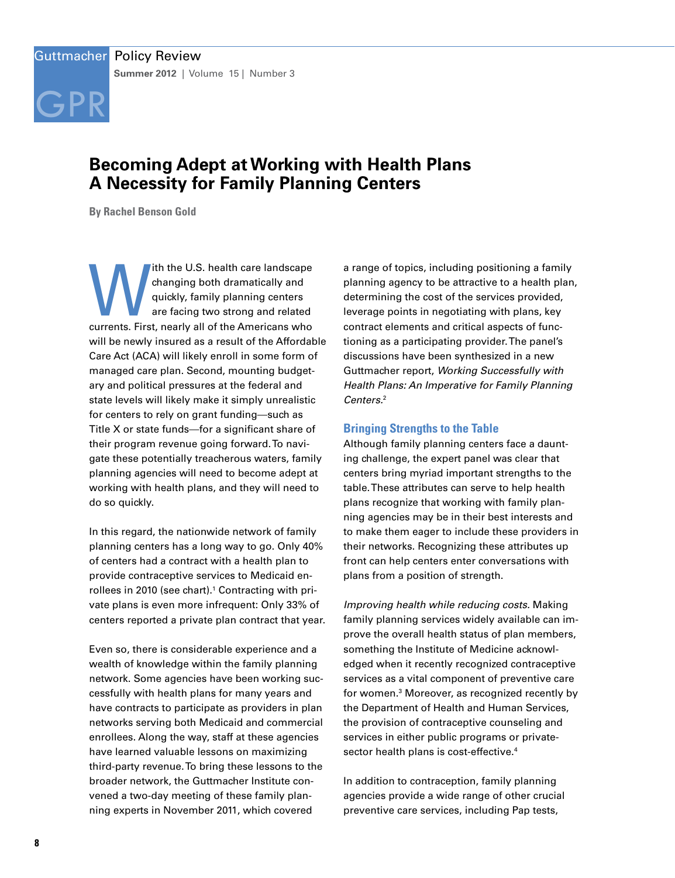# Becoming Adept at Working with Health Plans A Necessity for Family Planning Centers

**By Rachel Benson Gold**

With the U.S. health care landscape changing both dramatically and quickly, family planning centers are facing two strong and related currents. First, nearly all of the Americans who will be newly insured as a result of the Affordable Care Act (ACA) will likely enroll in some form of managed care plan. Second, mounting budgetary and political pressures at the federal and state levels will likely make it simply unrealistic for centers to rely on grant funding—such as Title X or state funds—for a significant share of their program revenue going forward. To navigate these potentially treacherous waters, family planning agencies will need to become adept at working with health plans, and they will need to do so quickly.

In this regard, the nationwide network of family planning centers has a long way to go. Only 40% of centers had a contract with a health plan to provide contraceptive services to Medicaid enrollees in 2010 (see chart).[1] Contracting with private plans is even more infrequent: Only 33% of centers reported a private plan contract that year.

Even so, there is considerable experience and a wealth of knowledge within the family planning network. Some agencies have been working successfully with health plans for many years and have contracts to participate as providers in plan networks serving both Medicaid and commercial enrollees. Along the way, staff at these agencies have learned valuable lessons on maximizing third-party revenue. To bring these lessons to the broader network, the Guttmacher Institute convened a two-day meeting of these family planning experts in November 2011, which covered a range of topics, including positioning a family planning agency to be attractive to a health plan, determining the cost of the services provided, leverage points in negotiating with plans, key contract elements and critical aspects of functioning as a participating provider. The panel's discussions have been synthesized in a new Guttmacher report, *Working Successfully with Health Plans: An Imperative for Family Planning Centers.*[2]

## Bringing Strengths to the Table

Although family planning centers face a daunting challenge, the expert panel was clear that centers bring myriad important strengths to the table. These attributes can serve to help health plans recognize that working with family planning agencies may be in their best interests and to make them eager to include these providers in their networks. Recognizing these attributes up front can help centers enter conversations with plans from a position of strength.

*Improving health while reducing costs.* Making family planning services widely available can improve the overall health status of plan members, something the Institute of Medicine acknowledged when it recently recognized contraceptive services as a vital component of preventive care for women.[3] Moreover, as recognized recently by the Department of Health and Human Services, the provision of contraceptive counseling and services in either public programs or private-sector health plans is cost-effective.[4]

In addition to contraception, family planning agencies provide a wide range of other crucial preventive care services, including Pap tests,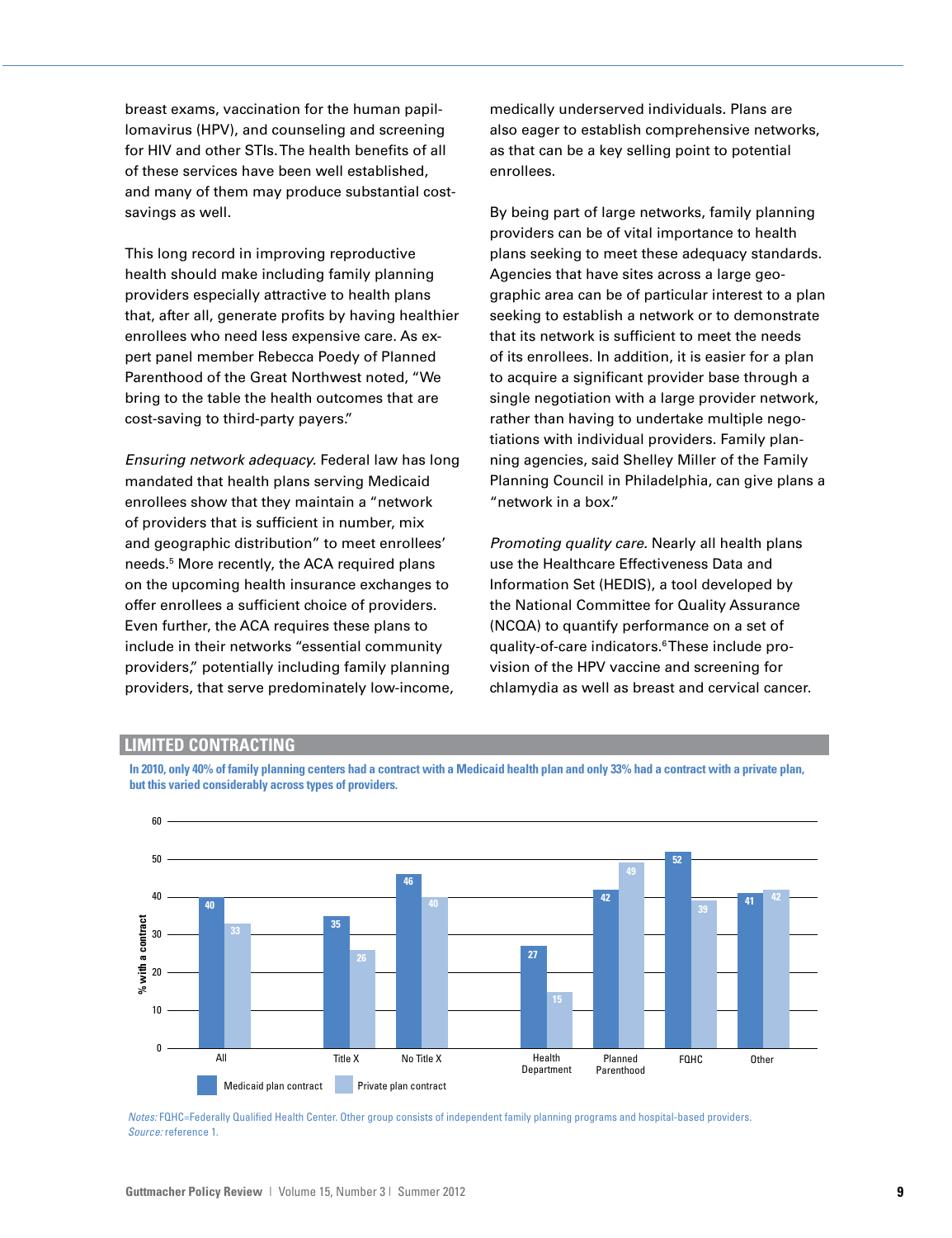breast exams, vaccination for the human papillomavirus (HPV), and counseling and screening for HIV and other STIs. The health benefits of all of these services have been well established, and many of them may produce substantial cost-savings as well.

This long record in improving reproductive health should make including family planning providers especially attractive to health plans that, after all, generate profits by having healthier enrollees who need less expensive care. As expert panel member Rebecca Poedy of Planned Parenthood of the Great Northwest noted, "We bring to the table the health outcomes that are cost-saving to third-party payers."

*Ensuring network adequacy.* Federal law has long mandated that health plans serving Medicaid enrollees show that they maintain a "network of providers that is sufficient in number, mix and geographic distribution" to meet enrollees' needs.[5] More recently, the ACA required plans on the upcoming health insurance exchanges to offer enrollees a sufficient choice of providers. Even further, the ACA requires these plans to include in their networks "essential community providers," potentially including family planning providers, that serve predominately low-income, medically underserved individuals. Plans are also eager to establish comprehensive networks, as that can be a key selling point to potential enrollees.

By being part of large networks, family planning providers can be of vital importance to health plans seeking to meet these adequacy standards. Agencies that have sites across a large geographic area can be of particular interest to a plan seeking to establish a network or to demonstrate that its network is sufficient to meet the needs of its enrollees. In addition, it is easier for a plan to acquire a significant provider base through a single negotiation with a large provider network, rather than having to undertake multiple negotiations with individual providers. Family planning agencies, said Shelley Miller of the Family Planning Council in Philadelphia, can give plans a "network in a box."

*Promoting quality care.* Nearly all health plans use the Healthcare Effectiveness Data and Information Set (HEDIS), a tool developed by the National Committee for Quality Assurance (NCQA) to quantify performance on a set of quality-of-care indicators.[6] These include provision of the HPV vaccine and screening for chlamydia as well as breast and cervical cancer.

## LIMITED CONTRACTING

**In 2010, only 40% of family planning centers had a contract with a Medicaid health plan and only 33% had a contract with a private plan, but this varied considerably across types of providers.**

| % with a contract | Medicaid plan contract | Private plan contract |
|---|---|---|
| All | 40 | 33 |
| Title X | 35 | 26 |
| No Title X | 46 | 40 |
| Health Department | 27 | 15 |
| Planned Parenthood | 42 | 49 |
| FQHC | 52 | 39 |
| Other | 41 | 42 |

*Notes:* FQHC=Federally Qualified Health Center. Other group consists of independent family planning programs and hospital-based providers.
*Source:* reference 1.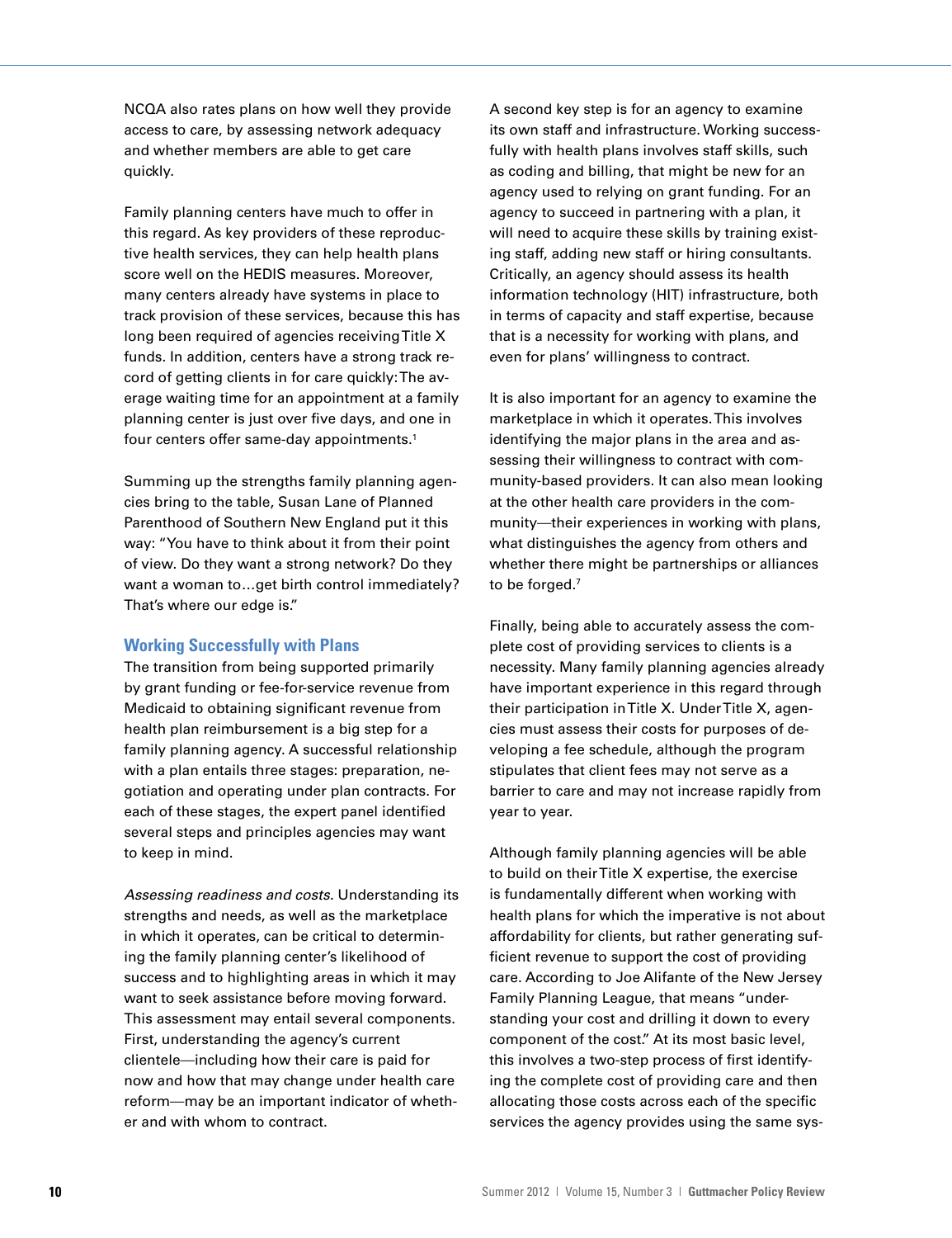NCQA also rates plans on how well they provide access to care, by assessing network adequacy and whether members are able to get care quickly.

Family planning centers have much to offer in this regard. As key providers of these reproductive health services, they can help health plans score well on the HEDIS measures. Moreover, many centers already have systems in place to track provision of these services, because this has long been required of agencies receiving Title X funds. In addition, centers have a strong track record of getting clients in for care quickly: The average waiting time for an appointment at a family planning center is just over five days, and one in four centers offer same-day appointments.[1]

Summing up the strengths family planning agencies bring to the table, Susan Lane of Planned Parenthood of Southern New England put it this way: "You have to think about it from their point of view. Do they want a strong network? Do they want a woman to…get birth control immediately? That's where our edge is."

## Working Successfully with Plans

The transition from being supported primarily by grant funding or fee-for-service revenue from Medicaid to obtaining significant revenue from health plan reimbursement is a big step for a family planning agency. A successful relationship with a plan entails three stages: preparation, negotiation and operating under plan contracts. For each of these stages, the expert panel identified several steps and principles agencies may want to keep in mind.

*Assessing readiness and costs.* Understanding its strengths and needs, as well as the marketplace in which it operates, can be critical to determining the family planning center's likelihood of success and to highlighting areas in which it may want to seek assistance before moving forward. This assessment may entail several components. First, understanding the agency's current clientele—including how their care is paid for now and how that may change under health care reform—may be an important indicator of whether and with whom to contract.

A second key step is for an agency to examine its own staff and infrastructure. Working successfully with health plans involves staff skills, such as coding and billing, that might be new for an agency used to relying on grant funding. For an agency to succeed in partnering with a plan, it will need to acquire these skills by training existing staff, adding new staff or hiring consultants. Critically, an agency should assess its health information technology (HIT) infrastructure, both in terms of capacity and staff expertise, because that is a necessity for working with plans, and even for plans' willingness to contract.

It is also important for an agency to examine the marketplace in which it operates. This involves identifying the major plans in the area and assessing their willingness to contract with community-based providers. It can also mean looking at the other health care providers in the community—their experiences in working with plans, what distinguishes the agency from others and whether there might be partnerships or alliances to be forged.[7]

Finally, being able to accurately assess the complete cost of providing services to clients is a necessity. Many family planning agencies already have important experience in this regard through their participation in Title X. Under Title X, agencies must assess their costs for purposes of developing a fee schedule, although the program stipulates that client fees may not serve as a barrier to care and may not increase rapidly from year to year.

Although family planning agencies will be able to build on their Title X expertise, the exercise is fundamentally different when working with health plans for which the imperative is not about affordability for clients, but rather generating sufficient revenue to support the cost of providing care. According to Joe Alifante of the New Jersey Family Planning League, that means "understanding your cost and drilling it down to every component of the cost." At its most basic level, this involves a two-step process of first identifying the complete cost of providing care and then allocating those costs across each of the specific services the agency provides using the same sys-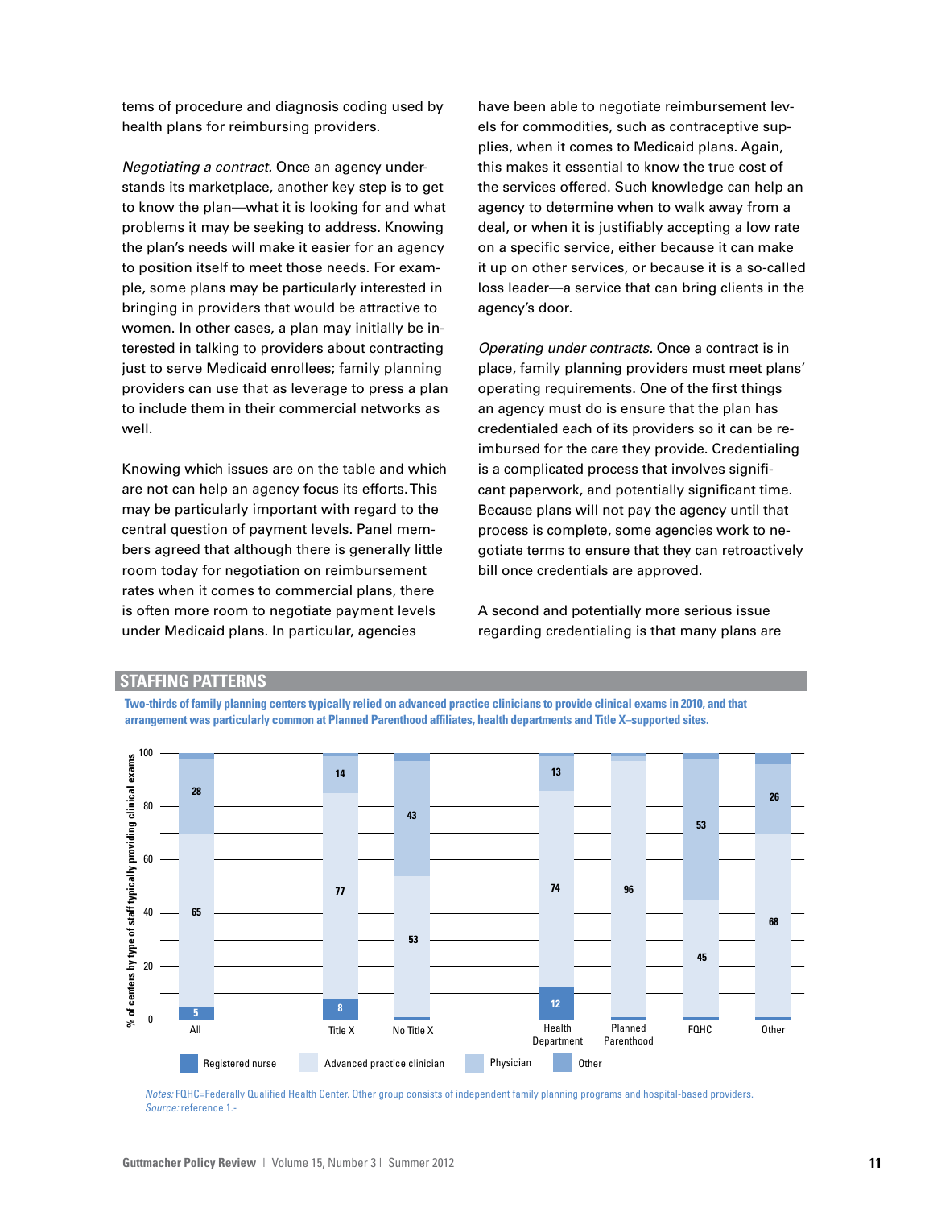tems of procedure and diagnosis coding used by health plans for reimbursing providers.

*Negotiating a contract.* Once an agency understands its marketplace, another key step is to get to know the plan—what it is looking for and what problems it may be seeking to address. Knowing the plan's needs will make it easier for an agency to position itself to meet those needs. For example, some plans may be particularly interested in bringing in providers that would be attractive to women. In other cases, a plan may initially be interested in talking to providers about contracting just to serve Medicaid enrollees; family planning providers can use that as leverage to press a plan to include them in their commercial networks as well.

Knowing which issues are on the table and which are not can help an agency focus its efforts. This may be particularly important with regard to the central question of payment levels. Panel members agreed that although there is generally little room today for negotiation on reimbursement rates when it comes to commercial plans, there is often more room to negotiate payment levels under Medicaid plans. In particular, agencies have been able to negotiate reimbursement levels for commodities, such as contraceptive supplies, when it comes to Medicaid plans. Again, this makes it essential to know the true cost of the services offered. Such knowledge can help an agency to determine when to walk away from a deal, or when it is justifiably accepting a low rate on a specific service, either because it can make it up on other services, or because it is a so-called loss leader—a service that can bring clients in the agency's door.

*Operating under contracts.* Once a contract is in place, family planning providers must meet plans' operating requirements. One of the first things an agency must do is ensure that the plan has credentialed each of its providers so it can be reimbursed for the care they provide. Credentialing is a complicated process that involves significant paperwork, and potentially significant time. Because plans will not pay the agency until that process is complete, some agencies work to negotiate terms to ensure that they can retroactively bill once credentials are approved.

A second and potentially more serious issue regarding credentialing is that many plans are

## STAFFING PATTERNS

**Two-thirds of family planning centers typically relied on advanced practice clinicians to provide clinical exams in 2010, and that arrangement was particularly common at Planned Parenthood affiliates, health departments and Title X–supported sites.**

% of centers by type of staff typically providing clinical exams

| | Registered nurse | Advanced practice clinician | Physician |
|---|---|---|---|
| All | 5 | 65 | 28 |
| Title X | 8 | 77 | 14 |
| No Title X | | 53 | 43 |
| Health Department | 12 | 74 | 13 |
| Planned Parenthood | | 96 | |
| FQHC | | 45 | 53 |
| Other | | 68 | 26 |

*Notes:* FQHC=Federally Qualified Health Center. Other group consists of independent family planning programs and hospital-based providers.
*Source:* reference 1.-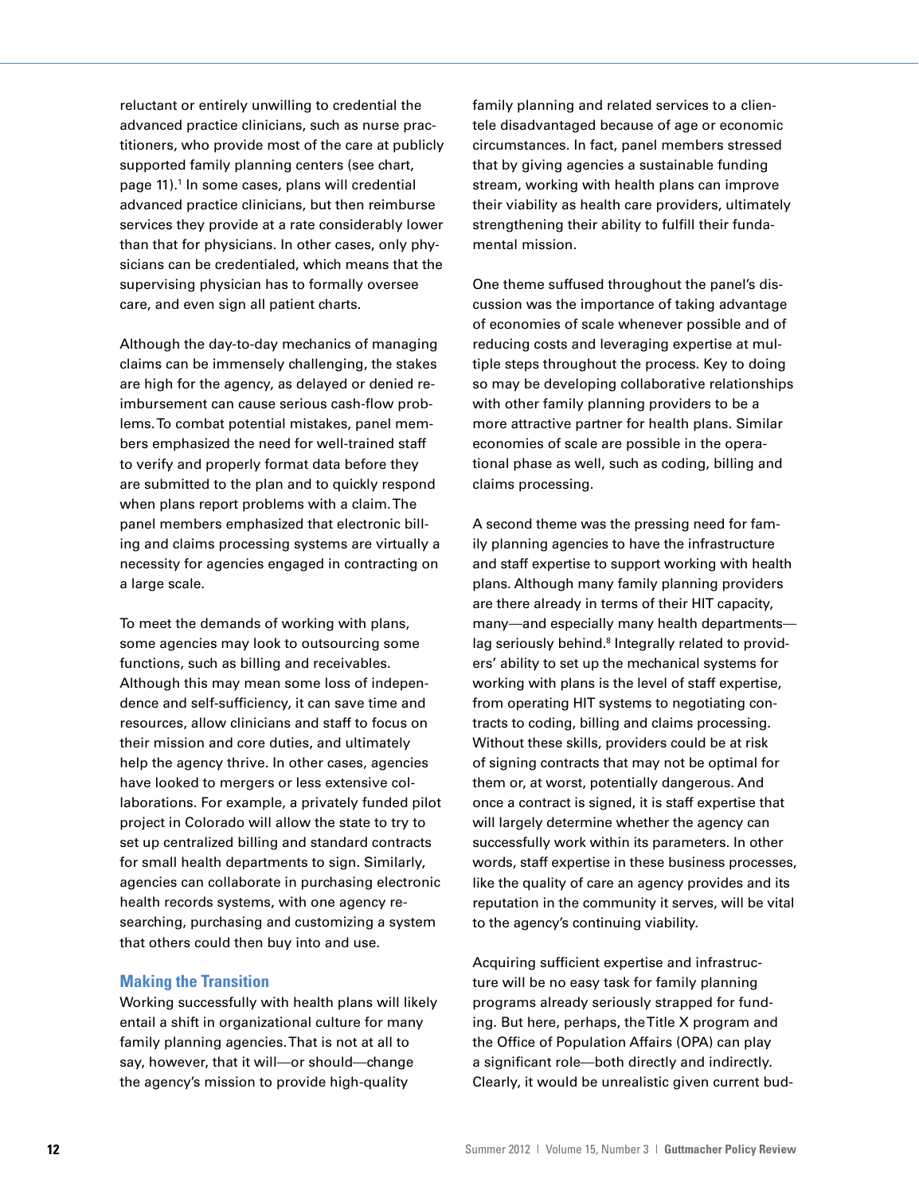reluctant or entirely unwilling to credential the advanced practice clinicians, such as nurse practitioners, who provide most of the care at publicly supported family planning centers (see chart, page 11).[1] In some cases, plans will credential advanced practice clinicians, but then reimburse services they provide at a rate considerably lower than that for physicians. In other cases, only physicians can be credentialed, which means that the supervising physician has to formally oversee care, and even sign all patient charts.

Although the day-to-day mechanics of managing claims can be immensely challenging, the stakes are high for the agency, as delayed or denied reimbursement can cause serious cash-flow problems. To combat potential mistakes, panel members emphasized the need for well-trained staff to verify and properly format data before they are submitted to the plan and to quickly respond when plans report problems with a claim. The panel members emphasized that electronic billing and claims processing systems are virtually a necessity for agencies engaged in contracting on a large scale.

To meet the demands of working with plans, some agencies may look to outsourcing some functions, such as billing and receivables. Although this may mean some loss of independence and self-sufficiency, it can save time and resources, allow clinicians and staff to focus on their mission and core duties, and ultimately help the agency thrive. In other cases, agencies have looked to mergers or less extensive collaborations. For example, a privately funded pilot project in Colorado will allow the state to try to set up centralized billing and standard contracts for small health departments to sign. Similarly, agencies can collaborate in purchasing electronic health records systems, with one agency researching, purchasing and customizing a system that others could then buy into and use.

### Making the Transition

Working successfully with health plans will likely entail a shift in organizational culture for many family planning agencies. That is not at all to say, however, that it will—or should—change the agency's mission to provide high-quality family planning and related services to a clientele disadvantaged because of age or economic circumstances. In fact, panel members stressed that by giving agencies a sustainable funding stream, working with health plans can improve their viability as health care providers, ultimately strengthening their ability to fulfill their fundamental mission.

One theme suffused throughout the panel's discussion was the importance of taking advantage of economies of scale whenever possible and of reducing costs and leveraging expertise at multiple steps throughout the process. Key to doing so may be developing collaborative relationships with other family planning providers to be a more attractive partner for health plans. Similar economies of scale are possible in the operational phase as well, such as coding, billing and claims processing.

A second theme was the pressing need for family planning agencies to have the infrastructure and staff expertise to support working with health plans. Although many family planning providers are there already in terms of their HIT capacity, many—and especially many health departments—lag seriously behind.[8] Integrally related to providers' ability to set up the mechanical systems for working with plans is the level of staff expertise, from operating HIT systems to negotiating contracts to coding, billing and claims processing. Without these skills, providers could be at risk of signing contracts that may not be optimal for them or, at worst, potentially dangerous. And once a contract is signed, it is staff expertise that will largely determine whether the agency can successfully work within its parameters. In other words, staff expertise in these business processes, like the quality of care an agency provides and its reputation in the community it serves, will be vital to the agency's continuing viability.

Acquiring sufficient expertise and infrastructure will be no easy task for family planning programs already seriously strapped for funding. But here, perhaps, the Title X program and the Office of Population Affairs (OPA) can play a significant role—both directly and indirectly. Clearly, it would be unrealistic given current bud-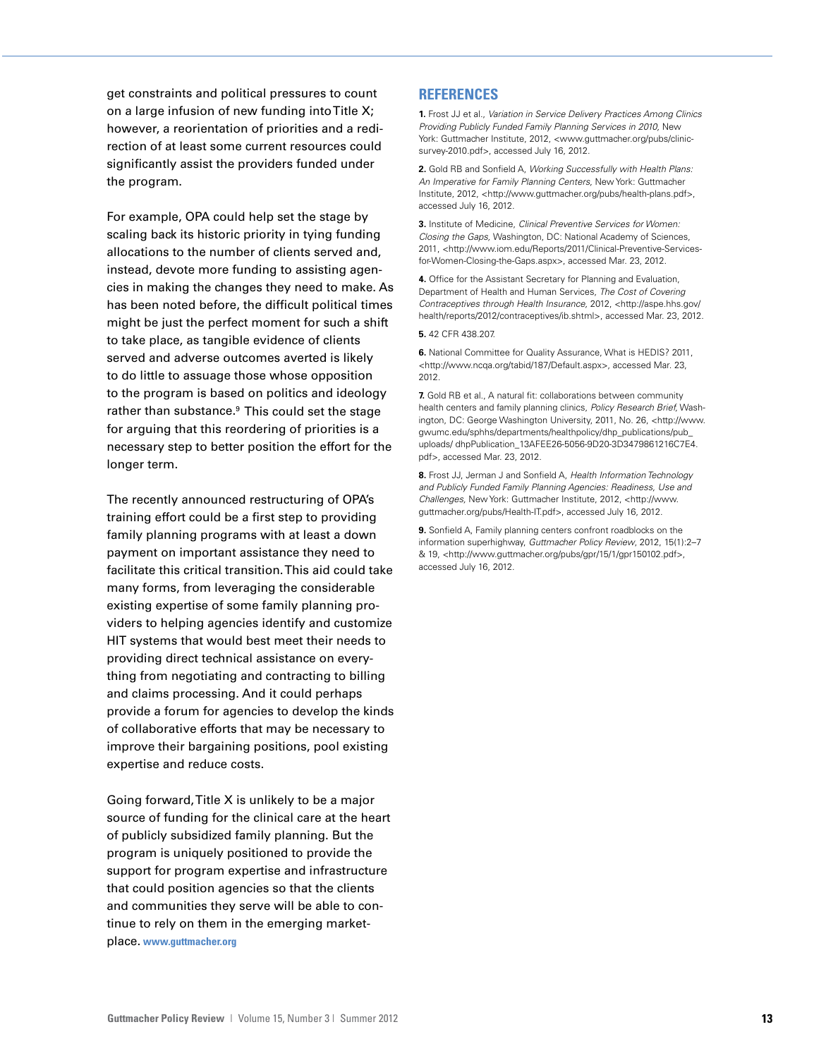get constraints and political pressures to count on a large infusion of new funding into Title X; however, a reorientation of priorities and a redirection of at least some current resources could significantly assist the providers funded under the program.

For example, OPA could help set the stage by scaling back its historic priority in tying funding allocations to the number of clients served and, instead, devote more funding to assisting agencies in making the changes they need to make. As has been noted before, the difficult political times might be just the perfect moment for such a shift to take place, as tangible evidence of clients served and adverse outcomes averted is likely to do little to assuage those whose opposition to the program is based on politics and ideology rather than substance.[9] This could set the stage for arguing that this reordering of priorities is a necessary step to better position the effort for the longer term.

The recently announced restructuring of OPA's training effort could be a first step to providing family planning programs with at least a down payment on important assistance they need to facilitate this critical transition. This aid could take many forms, from leveraging the considerable existing expertise of some family planning providers to helping agencies identify and customize HIT systems that would best meet their needs to providing direct technical assistance on everything from negotiating and contracting to billing and claims processing. And it could perhaps provide a forum for agencies to develop the kinds of collaborative efforts that may be necessary to improve their bargaining positions, pool existing expertise and reduce costs.

Going forward, Title X is unlikely to be a major source of funding for the clinical care at the heart of publicly subsidized family planning. But the program is uniquely positioned to provide the support for program expertise and infrastructure that could position agencies so that the clients and communities they serve will be able to continue to rely on them in the emerging marketplace. **www.guttmacher.org**

## REFERENCES

**1.** Frost JJ et al., *Variation in Service Delivery Practices Among Clinics Providing Publicly Funded Family Planning Services in 2010,* New York: Guttmacher Institute, 2012, <www.guttmacher.org/pubs/clinic-survey-2010.pdf>, accessed July 16, 2012.

**2.** Gold RB and Sonfield A, *Working Successfully with Health Plans: An Imperative for Family Planning Centers,* New York: Guttmacher Institute, 2012, <http://www.guttmacher.org/pubs/health-plans.pdf>, accessed July 16, 2012.

**3.** Institute of Medicine, *Clinical Preventive Services for Women: Closing the Gaps,* Washington, DC: National Academy of Sciences, 2011, <http://www.iom.edu/Reports/2011/Clinical-Preventive-Services-for-Women-Closing-the-Gaps.aspx>, accessed Mar. 23, 2012.

**4.** Office for the Assistant Secretary for Planning and Evaluation, Department of Health and Human Services, *The Cost of Covering Contraceptives through Health Insurance,* 2012, <http://aspe.hhs.gov/health/reports/2012/contraceptives/ib.shtml>, accessed Mar. 23, 2012.

**5.** 42 CFR 438.207.

**6.** National Committee for Quality Assurance, What is HEDIS? 2011, <http://www.ncqa.org/tabid/187/Default.aspx>, accessed Mar. 23, 2012.

**7.** Gold RB et al., A natural fit: collaborations between community health centers and family planning clinics, *Policy Research Brief,* Washington, DC: George Washington University, 2011, No. 26, <http://www.gwumc.edu/sphhs/departments/healthpolicy/dhp_publications/pub_uploads/ dhpPublication_13AFEE26-5056-9D20-3D3479861216C7E4.pdf>, accessed Mar. 23, 2012.

**8.** Frost JJ, Jerman J and Sonfield A, *Health Information Technology and Publicly Funded Family Planning Agencies: Readiness, Use and Challenges,* New York: Guttmacher Institute, 2012, <http://www.guttmacher.org/pubs/Health-IT.pdf>, accessed July 16, 2012.

**9.** Sonfield A, Family planning centers confront roadblocks on the information superhighway, *Guttmacher Policy Review,* 2012, 15(1):2–7 & 19, <http://www.guttmacher.org/pubs/gpr/15/1/gpr150102.pdf>, accessed July 16, 2012.